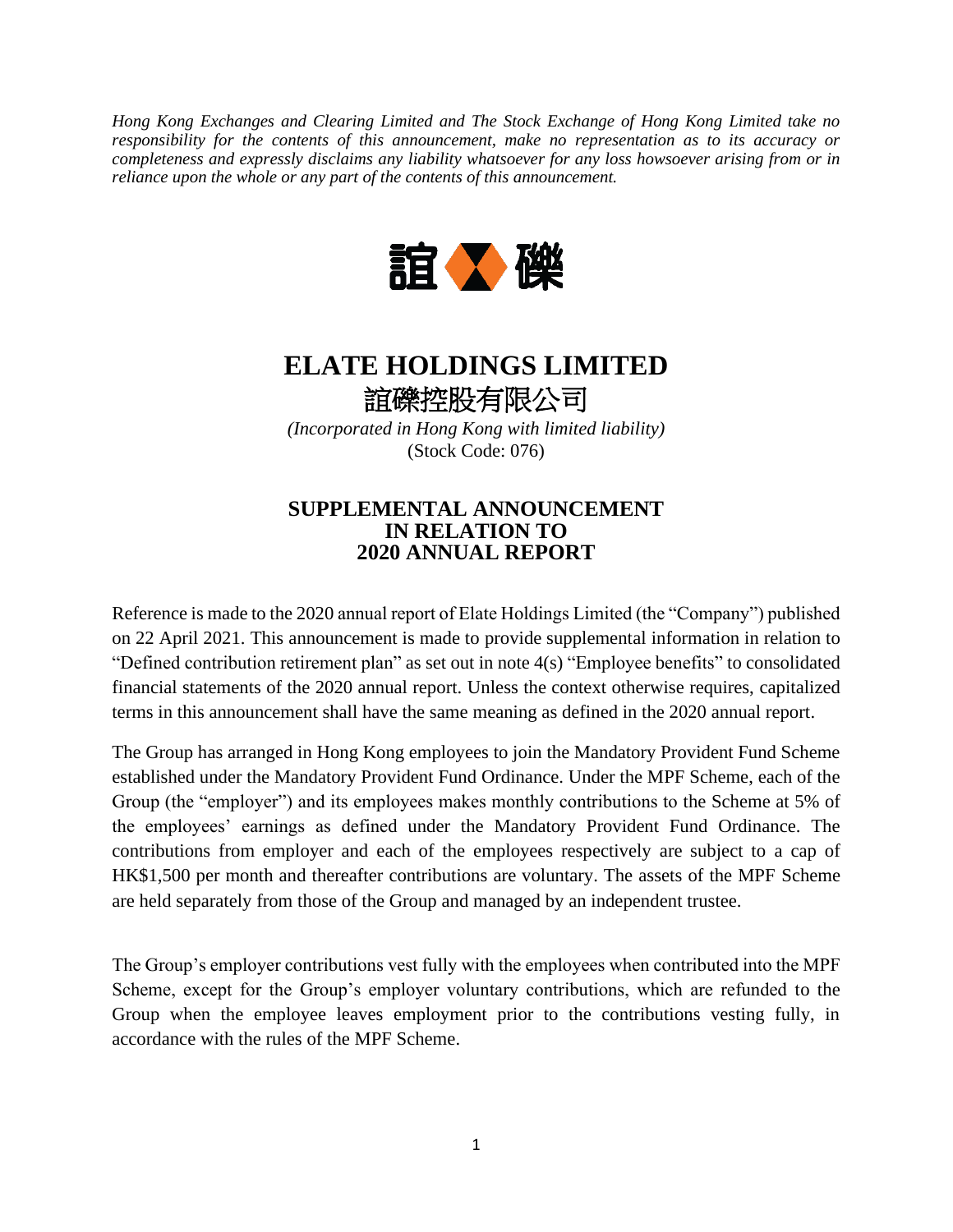*Hong Kong Exchanges and Clearing Limited and The Stock Exchange of Hong Kong Limited take no responsibility for the contents of this announcement, make no representation as to its accuracy or completeness and expressly disclaims any liability whatsoever for any loss howsoever arising from or in reliance upon the whole or any part of the contents of this announcement.*

# ELATE HOLDINGS LIMITED

# 誼礫控股有限公司

*(Incorporated in Hong Kong with limited liability)*

(Stock Code: 076)

## SUPPLEMENTAL ANNOUNCEMENT IN RELATION TO 2020 ANNUAL REPORT

Reference is made to the 2020 annual report of Elate Holdings Limited (the "Company") published on 22 April 2021. This announcement is made to provide supplemental information in relation to "Defined contribution retirement plan" as set out in note 4(s) "Employee benefits" to consolidated financial statements of the 2020 annual report. Unless the context otherwise requires, capitalized terms in this announcement shall have the same meaning as defined in the 2020 annual report.

The Group has arranged in Hong Kong employees to join the Mandatory Provident Fund Scheme established under the Mandatory Provident Fund Ordinance. Under the MPF Scheme, each of the Group (the "employer") and its employees makes monthly contributions to the Scheme at 5% of the employees' earnings as defined under the Mandatory Provident Fund Ordinance. The contributions from employer and each of the employees respectively are subject to a cap of HK$1,500 per month and thereafter contributions are voluntary. The assets of the MPF Scheme are held separately from those of the Group and managed by an independent trustee.

The Group's employer contributions vest fully with the employees when contributed into the MPF Scheme, except for the Group's employer voluntary contributions, which are refunded to the Group when the employee leaves employment prior to the contributions vesting fully, in accordance with the rules of the MPF Scheme.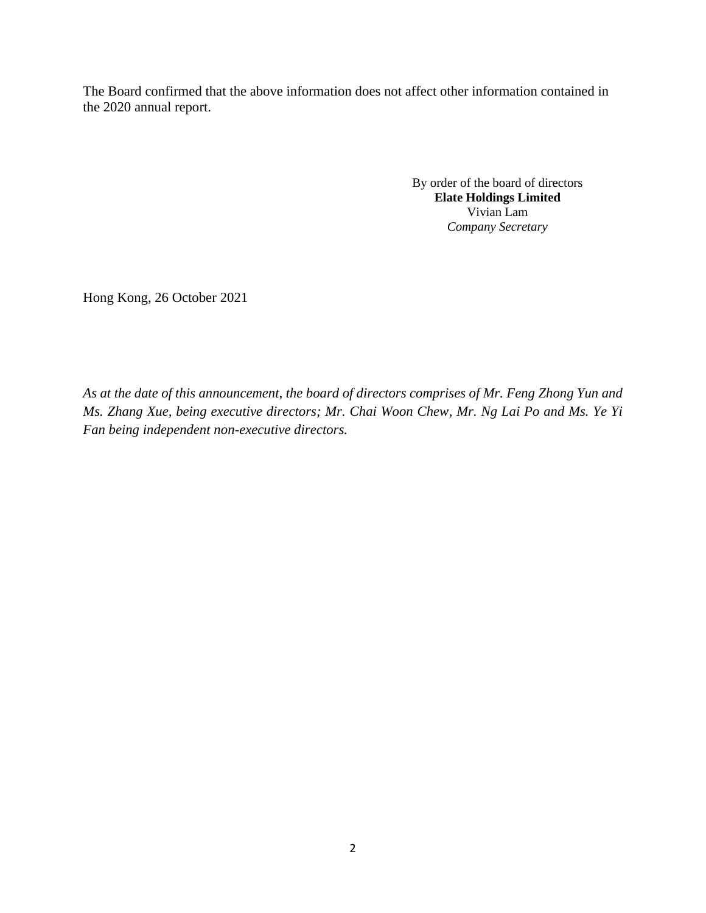The Board confirmed that the above information does not affect other information contained in the 2020 annual report.

By order of the board of directors
**Elate Holdings Limited**
Vivian Lam
*Company Secretary*

Hong Kong, 26 October 2021

*As at the date of this announcement, the board of directors comprises of Mr. Feng Zhong Yun and Ms. Zhang Xue, being executive directors; Mr. Chai Woon Chew, Mr. Ng Lai Po and Ms. Ye Yi Fan being independent non-executive directors.*